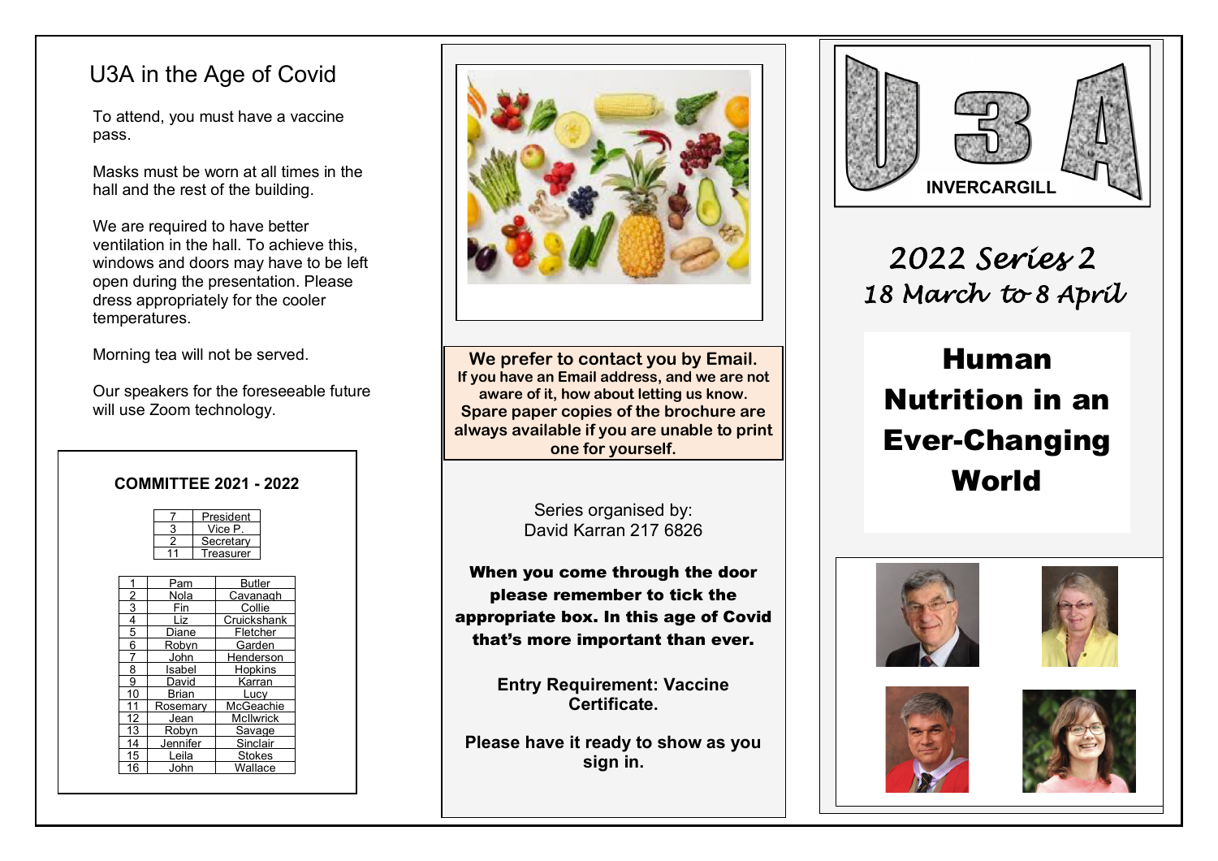# U3A in the Age of Covid

To attend, you must have a vaccine pass.

Masks must be worn at all times in the hall and the rest of the building.

We are required to have better ventilation in the hall. To achieve this, windows and doors may have to be left open during the presentation. Please dress appropriately for the cooler temperatures.

Morning tea will not be served.

Our speakers for the foreseeable future will use Zoom technology.

**COMMITTEE 2021 - 2022**

| 7 | President |
|---|---|
| 3 | Vice P. |
| 2 | Secretary |
| 11 | Treasurer |

| 1 | Pam | Butler |
|---|---|---|
| 2 | Nola | Cavanagh |
| 3 | Fin | Collie |
| 4 | Liz | Cruickshank |
| 5 | Diane | Fletcher |
| 6 | Robyn | Garden |
| 7 | John | Henderson |
| 8 | Isabel | Hopkins |
| 9 | David | Karran |
| 10 | Brian | Lucy |
| 11 | Rosemary | McGeachie |
| 12 | Jean | McIlwrick |
| 13 | Robyn | Savage |
| 14 | Jennifer | Sinclair |
| 15 | Leila | Stokes |
| 16 | John | Wallace |

**We prefer to contact you by Email.**
**If you have an Email address, and we are not aware of it, how about letting us know. Spare paper copies of the brochure are always available if you are unable to print one for yourself.**

Series organised by:
David Karran 217 6826

**When you come through the door please remember to tick the appropriate box. In this age of Covid that's more important than ever.**

**Entry Requirement: Vaccine Certificate.**

**Please have it ready to show as you sign in.**

U3A INVERCARGILL

*2022 Series 2*
*18 March to 8 April*

# Human Nutrition in an Ever-Changing World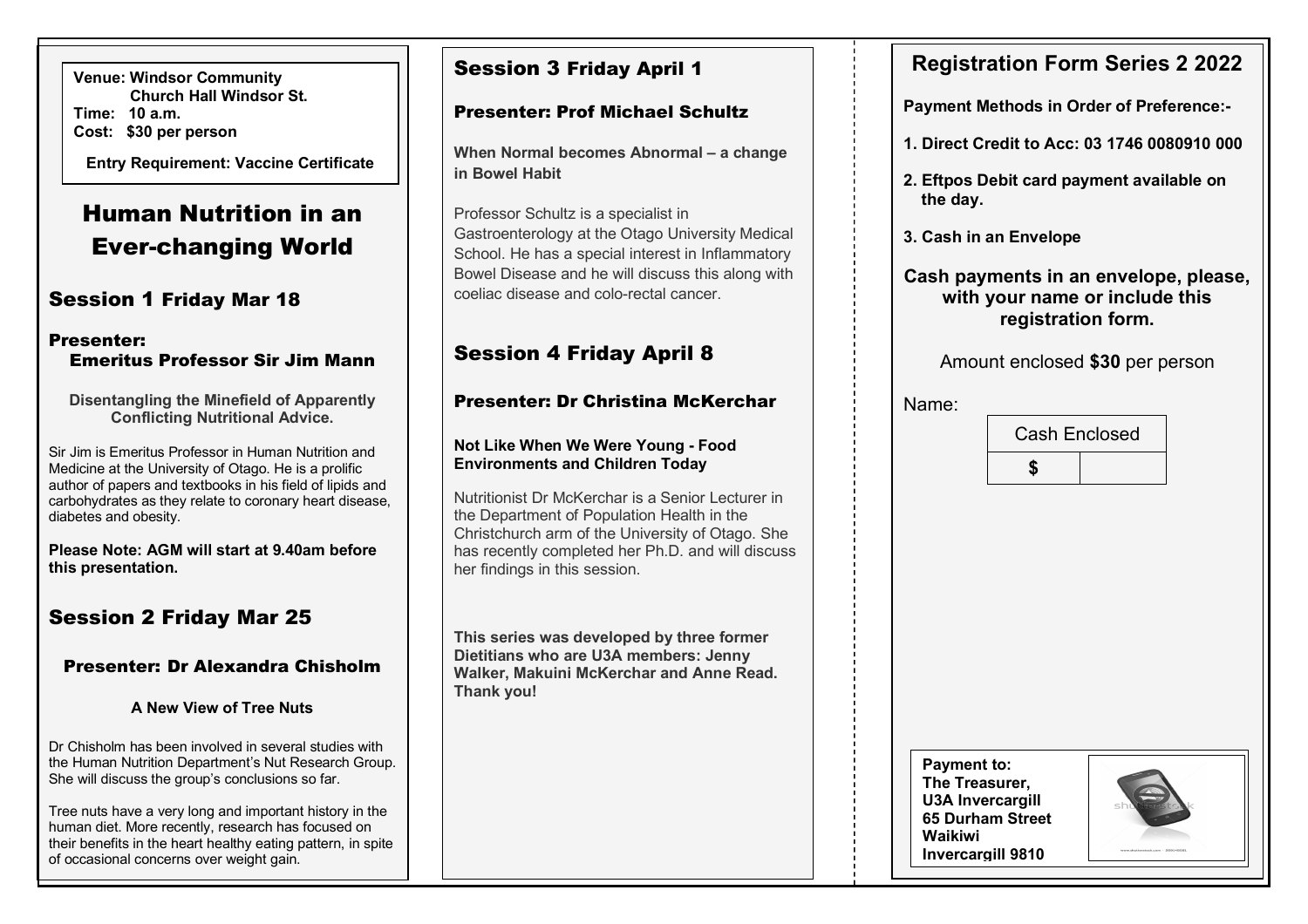**Venue: Windsor Community Church Hall Windsor St.**
**Time: 10 a.m.**
**Cost: $30 per person**

**Entry Requirement: Vaccine Certificate**

# Human Nutrition in an Ever-changing World

## Session 1 Friday Mar 18

### Presenter: Emeritus Professor Sir Jim Mann

**Disentangling the Minefield of Apparently Conflicting Nutritional Advice.**

Sir Jim is Emeritus Professor in Human Nutrition and Medicine at the University of Otago. He is a prolific author of papers and textbooks in his field of lipids and carbohydrates as they relate to coronary heart disease, diabetes and obesity.

**Please Note: AGM will start at 9.40am before this presentation.**

## Session 2 Friday Mar 25

### Presenter: Dr Alexandra Chisholm

**A New View of Tree Nuts**

Dr Chisholm has been involved in several studies with the Human Nutrition Department's Nut Research Group. She will discuss the group's conclusions so far.

Tree nuts have a very long and important history in the human diet. More recently, research has focused on their benefits in the heart healthy eating pattern, in spite of occasional concerns over weight gain.

## Session 3 Friday April 1

### Presenter: Prof Michael Schultz

**When Normal becomes Abnormal – a change in Bowel Habit**

Professor Schultz is a specialist in Gastroenterology at the Otago University Medical School. He has a special interest in Inflammatory Bowel Disease and he will discuss this along with coeliac disease and colo-rectal cancer.

## Session 4 Friday April 8

### Presenter: Dr Christina McKerchar

**Not Like When We Were Young - Food Environments and Children Today**

Nutritionist Dr McKerchar is a Senior Lecturer in the Department of Population Health in the Christchurch arm of the University of Otago. She has recently completed her Ph.D. and will discuss her findings in this session.

**This series was developed by three former Dietitians who are U3A members: Jenny Walker, Makuini McKerchar and Anne Read. Thank you!**

## Registration Form Series 2 2022

**Payment Methods in Order of Preference:-**

1. **Direct Credit to Acc: 03 1746 0080910 000**
2. **Eftpos Debit card payment available on the day.**
3. **Cash in an Envelope**

**Cash payments in an envelope, please, with your name or include this registration form.**

Amount enclosed **$30** per person

Name:

| Cash Enclosed | |
|---|---|
| **$** | |

**Payment to:**
**The Treasurer,**
**U3A Invercargill**
**65 Durham Street**
**Waikiwi**
**Invercargill 9810**